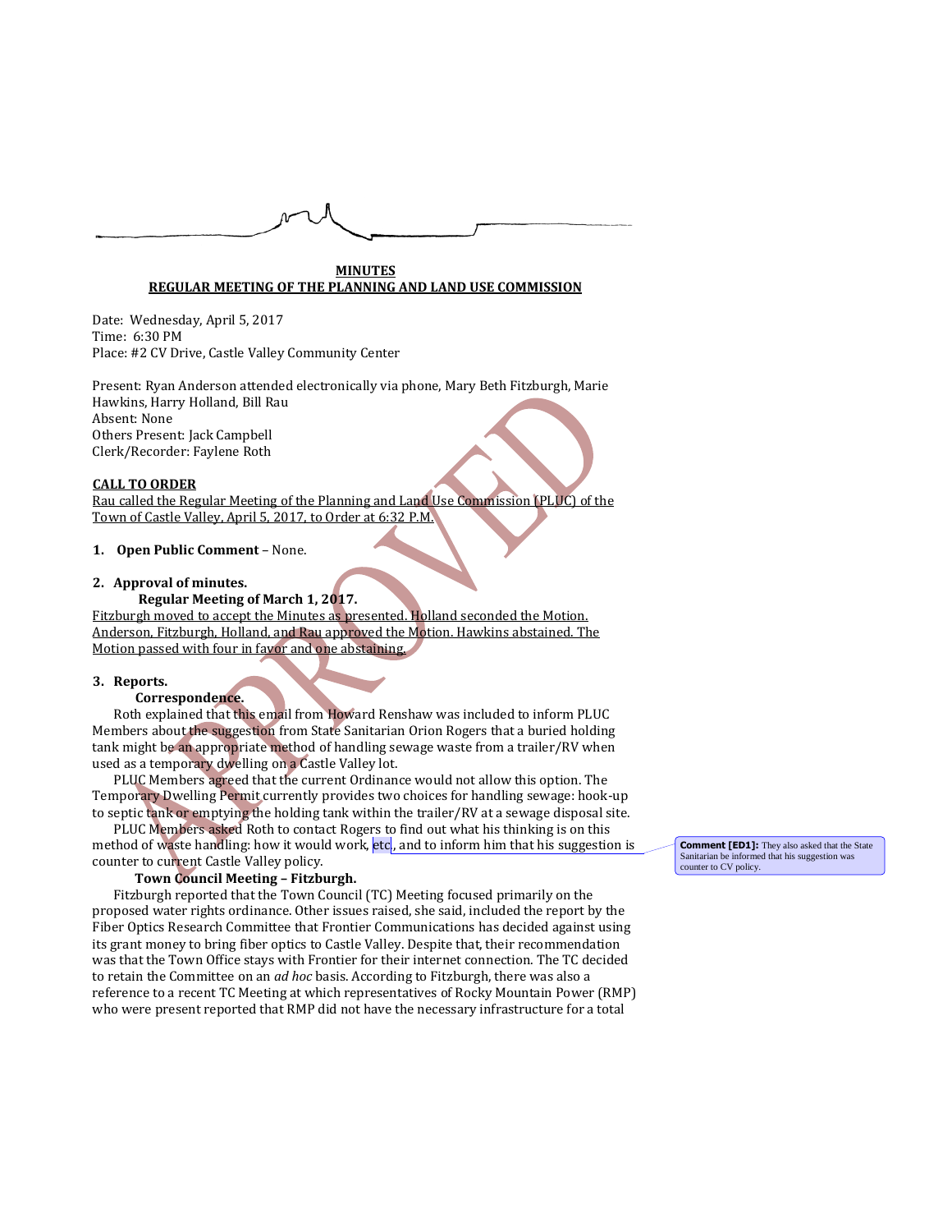**MINUTES**
**REGULAR MEETING OF THE PLANNING AND LAND USE COMMISSION**

Date: Wednesday, April 5, 2017
Time: 6:30 PM
Place: #2 CV Drive, Castle Valley Community Center

Present: Ryan Anderson attended electronically via phone, Mary Beth Fitzburgh, Marie Hawkins, Harry Holland, Bill Rau
Absent: None
Others Present: Jack Campbell
Clerk/Recorder: Faylene Roth

**CALL TO ORDER**

Rau called the Regular Meeting of the Planning and Land Use Commission (PLUC) of the Town of Castle Valley, April 5, 2017, to Order at 6:32 P.M.

1. **Open Public Comment** – None.

2. **Approval of minutes.**

   **Regular Meeting of March 1, 2017.**

Fitzburgh moved to accept the Minutes as presented. Holland seconded the Motion. Anderson, Fitzburgh, Holland, and Rau approved the Motion. Hawkins abstained. The Motion passed with four in favor and one abstaining.

3. **Reports.**

   **Correspondence.**

Roth explained that this email from Howard Renshaw was included to inform PLUC Members about the suggestion from State Sanitarian Orion Rogers that a buried holding tank might be an appropriate method of handling sewage waste from a trailer/RV when used as a temporary dwelling on a Castle Valley lot.

PLUC Members agreed that the current Ordinance would not allow this option. The Temporary Dwelling Permit currently provides two choices for handling sewage: hook-up to septic tank or emptying the holding tank within the trailer/RV at a sewage disposal site.

PLUC Members asked Roth to contact Rogers to find out what his thinking is on this method of waste handling: how it would work, etc, and to inform him that his suggestion is counter to current Castle Valley policy.

**Comment [ED1]:** They also asked that the State Sanitarian be informed that his suggestion was counter to CV policy.

   **Town Council Meeting – Fitzburgh.**

Fitzburgh reported that the Town Council (TC) Meeting focused primarily on the proposed water rights ordinance. Other issues raised, she said, included the report by the Fiber Optics Research Committee that Frontier Communications has decided against using its grant money to bring fiber optics to Castle Valley. Despite that, their recommendation was that the Town Office stays with Frontier for their internet connection. The TC decided to retain the Committee on an *ad hoc* basis. According to Fitzburgh, there was also a reference to a recent TC Meeting at which representatives of Rocky Mountain Power (RMP) who were present reported that RMP did not have the necessary infrastructure for a total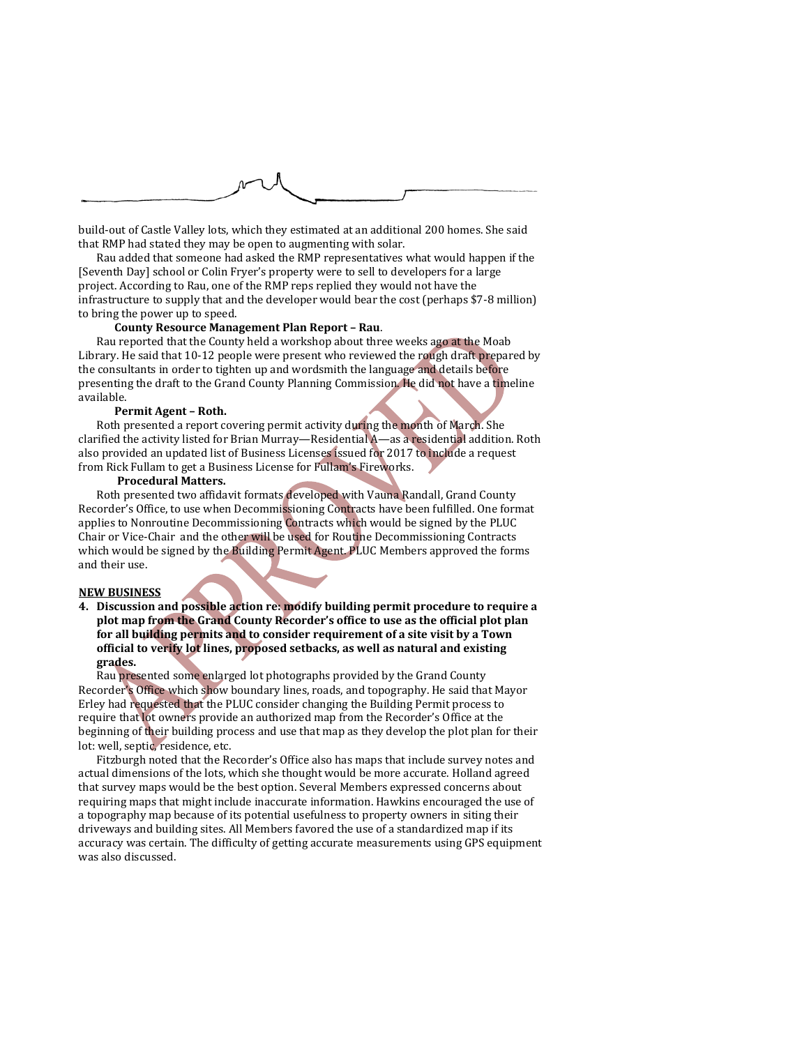build-out of Castle Valley lots, which they estimated at an additional 200 homes. She said that RMP had stated they may be open to augmenting with solar.

Rau added that someone had asked the RMP representatives what would happen if the [Seventh Day] school or Colin Fryer's property were to sell to developers for a large project. According to Rau, one of the RMP reps replied they would not have the infrastructure to supply that and the developer would bear the cost (perhaps $7-8 million) to bring the power up to speed.

**County Resource Management Plan Report – Rau**.

Rau reported that the County held a workshop about three weeks ago at the Moab Library. He said that 10-12 people were present who reviewed the rough draft prepared by the consultants in order to tighten up and wordsmith the language and details before presenting the draft to the Grand County Planning Commission. He did not have a timeline available.

**Permit Agent – Roth.**

Roth presented a report covering permit activity during the month of March. She clarified the activity listed for Brian Murray—Residential A—as a residential addition. Roth also provided an updated list of Business Licenses issued for 2017 to include a request from Rick Fullam to get a Business License for Fullam's Fireworks.

**Procedural Matters.**

Roth presented two affidavit formats developed with Vauna Randall, Grand County Recorder's Office, to use when Decommissioning Contracts have been fulfilled. One format applies to Nonroutine Decommissioning Contracts which would be signed by the PLUC Chair or Vice-Chair and the other will be used for Routine Decommissioning Contracts which would be signed by the Building Permit Agent. PLUC Members approved the forms and their use.

**NEW BUSINESS**

**4. Discussion and possible action re: modify building permit procedure to require a plot map from the Grand County Recorder's office to use as the official plot plan for all building permits and to consider requirement of a site visit by a Town official to verify lot lines, proposed setbacks, as well as natural and existing grades.**

Rau presented some enlarged lot photographs provided by the Grand County Recorder's Office which show boundary lines, roads, and topography. He said that Mayor Erley had requested that the PLUC consider changing the Building Permit process to require that lot owners provide an authorized map from the Recorder's Office at the beginning of their building process and use that map as they develop the plot plan for their lot: well, septic, residence, etc.

Fitzburgh noted that the Recorder's Office also has maps that include survey notes and actual dimensions of the lots, which she thought would be more accurate. Holland agreed that survey maps would be the best option. Several Members expressed concerns about requiring maps that might include inaccurate information. Hawkins encouraged the use of a topography map because of its potential usefulness to property owners in siting their driveways and building sites. All Members favored the use of a standardized map if its accuracy was certain. The difficulty of getting accurate measurements using GPS equipment was also discussed.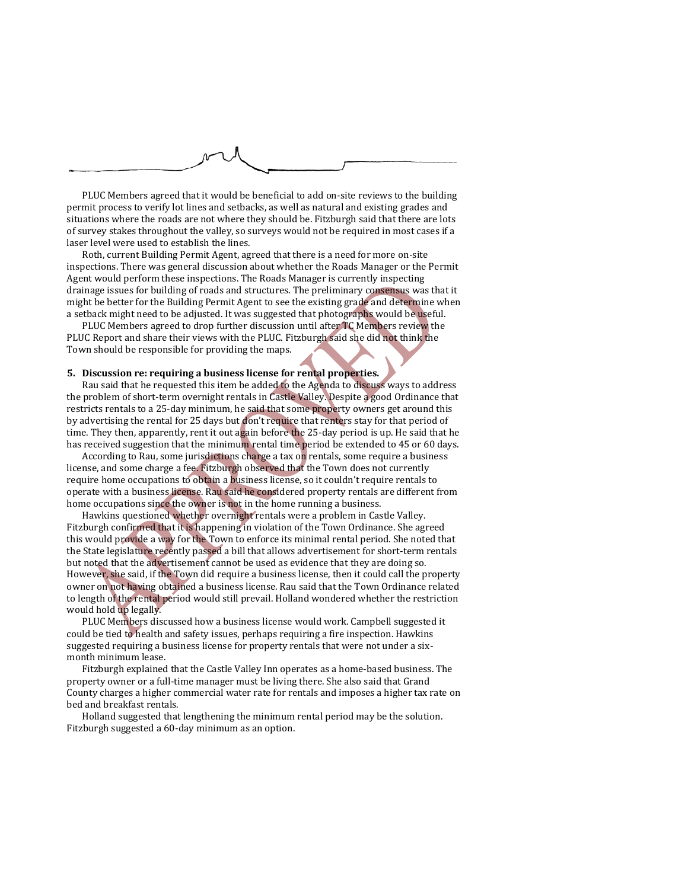PLUC Members agreed that it would be beneficial to add on-site reviews to the building permit process to verify lot lines and setbacks, as well as natural and existing grades and situations where the roads are not where they should be. Fitzburgh said that there are lots of survey stakes throughout the valley, so surveys would not be required in most cases if a laser level were used to establish the lines.

Roth, current Building Permit Agent, agreed that there is a need for more on-site inspections. There was general discussion about whether the Roads Manager or the Permit Agent would perform these inspections. The Roads Manager is currently inspecting drainage issues for building of roads and structures. The preliminary consensus was that it might be better for the Building Permit Agent to see the existing grade and determine when a setback might need to be adjusted. It was suggested that photographs would be useful.

PLUC Members agreed to drop further discussion until after TC Members review the PLUC Report and share their views with the PLUC. Fitzburgh said she did not think the Town should be responsible for providing the maps.

**5. Discussion re: requiring a business license for rental properties.**

Rau said that he requested this item be added to the Agenda to discuss ways to address the problem of short-term overnight rentals in Castle Valley. Despite a good Ordinance that restricts rentals to a 25-day minimum, he said that some property owners get around this by advertising the rental for 25 days but don't require that renters stay for that period of time. They then, apparently, rent it out again before the 25-day period is up. He said that he has received suggestion that the minimum rental time period be extended to 45 or 60 days.

According to Rau, some jurisdictions charge a tax on rentals, some require a business license, and some charge a fee. Fitzburgh observed that the Town does not currently require home occupations to obtain a business license, so it couldn't require rentals to operate with a business license. Rau said he considered property rentals are different from home occupations since the owner is not in the home running a business.

Hawkins questioned whether overnight rentals were a problem in Castle Valley. Fitzburgh confirmed that it is happening in violation of the Town Ordinance. She agreed this would provide a way for the Town to enforce its minimal rental period. She noted that the State legislature recently passed a bill that allows advertisement for short-term rentals but noted that the advertisement cannot be used as evidence that they are doing so. However, she said, if the Town did require a business license, then it could call the property owner on not having obtained a business license. Rau said that the Town Ordinance related to length of the rental period would still prevail. Holland wondered whether the restriction would hold up legally.

PLUC Members discussed how a business license would work. Campbell suggested it could be tied to health and safety issues, perhaps requiring a fire inspection. Hawkins suggested requiring a business license for property rentals that were not under a six-month minimum lease.

Fitzburgh explained that the Castle Valley Inn operates as a home-based business. The property owner or a full-time manager must be living there. She also said that Grand County charges a higher commercial water rate for rentals and imposes a higher tax rate on bed and breakfast rentals.

Holland suggested that lengthening the minimum rental period may be the solution. Fitzburgh suggested a 60-day minimum as an option.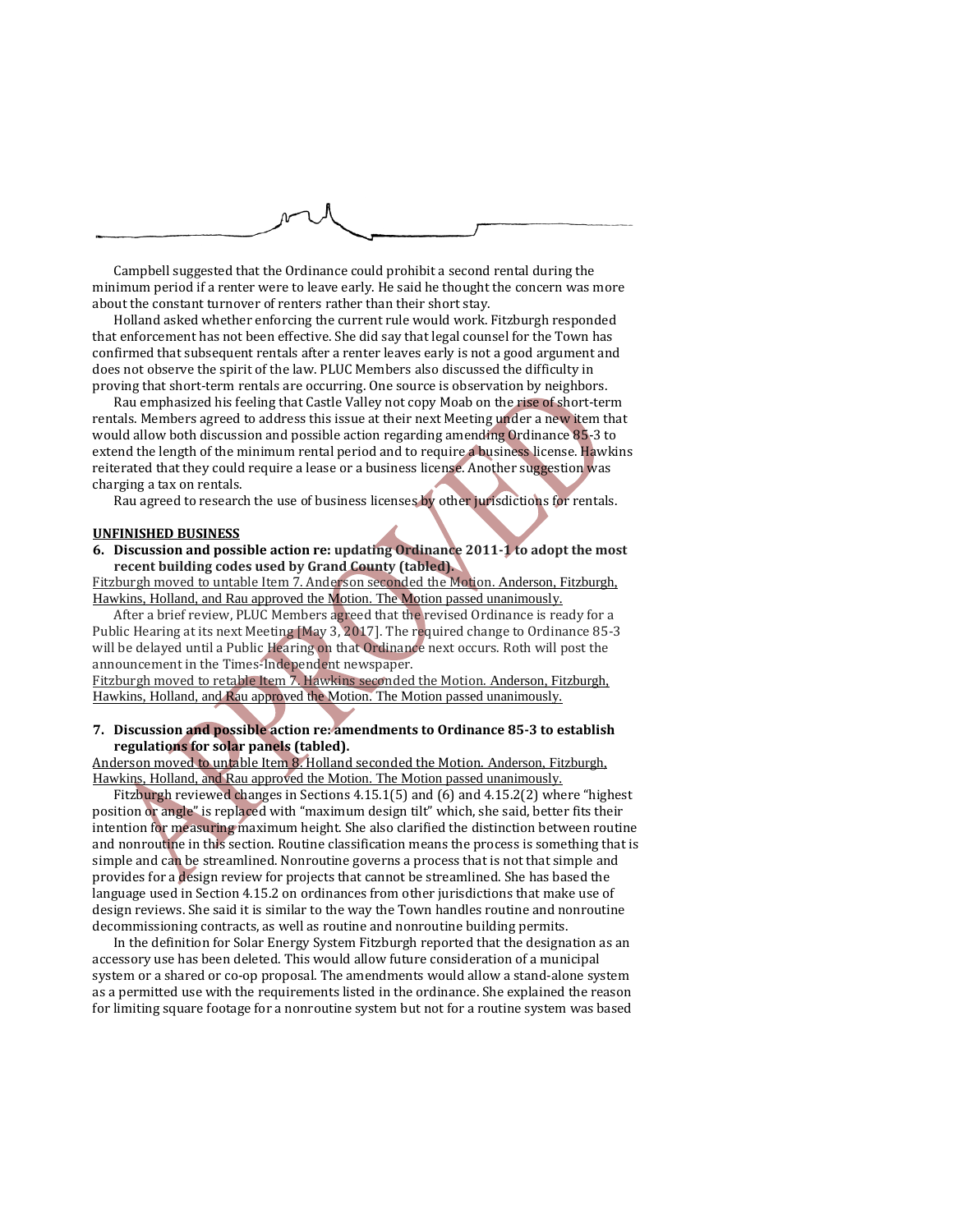Campbell suggested that the Ordinance could prohibit a second rental during the minimum period if a renter were to leave early. He said he thought the concern was more about the constant turnover of renters rather than their short stay.

Holland asked whether enforcing the current rule would work. Fitzburgh responded that enforcement has not been effective. She did say that legal counsel for the Town has confirmed that subsequent rentals after a renter leaves early is not a good argument and does not observe the spirit of the law. PLUC Members also discussed the difficulty in proving that short-term rentals are occurring. One source is observation by neighbors.

Rau emphasized his feeling that Castle Valley not copy Moab on the rise of short-term rentals. Members agreed to address this issue at their next Meeting under a new item that would allow both discussion and possible action regarding amending Ordinance 85-3 to extend the length of the minimum rental period and to require a business license. Hawkins reiterated that they could require a lease or a business license. Another suggestion was charging a tax on rentals.

Rau agreed to research the use of business licenses by other jurisdictions for rentals.

**UNFINISHED BUSINESS**

**6. Discussion and possible action re: updating Ordinance 2011-1 to adopt the most recent building codes used by Grand County (tabled).**

Fitzburgh moved to untable Item 7. Anderson seconded the Motion. Anderson, Fitzburgh, Hawkins, Holland, and Rau approved the Motion. The Motion passed unanimously.

After a brief review, PLUC Members agreed that the revised Ordinance is ready for a Public Hearing at its next Meeting [May 3, 2017]. The required change to Ordinance 85-3 will be delayed until a Public Hearing on that Ordinance next occurs. Roth will post the announcement in the Times-Independent newspaper.

Fitzburgh moved to retable Item 7. Hawkins seconded the Motion. Anderson, Fitzburgh, Hawkins, Holland, and Rau approved the Motion. The Motion passed unanimously.

**7. Discussion and possible action re: amendments to Ordinance 85-3 to establish regulations for solar panels (tabled).**

Anderson moved to untable Item 8. Holland seconded the Motion. Anderson, Fitzburgh, Hawkins, Holland, and Rau approved the Motion. The Motion passed unanimously.

Fitzburgh reviewed changes in Sections 4.15.1(5) and (6) and 4.15.2(2) where "highest position or angle" is replaced with "maximum design tilt" which, she said, better fits their intention for measuring maximum height. She also clarified the distinction between routine and nonroutine in this section. Routine classification means the process is something that is simple and can be streamlined. Nonroutine governs a process that is not that simple and provides for a design review for projects that cannot be streamlined. She has based the language used in Section 4.15.2 on ordinances from other jurisdictions that make use of design reviews. She said it is similar to the way the Town handles routine and nonroutine decommissioning contracts, as well as routine and nonroutine building permits.

In the definition for Solar Energy System Fitzburgh reported that the designation as an accessory use has been deleted. This would allow future consideration of a municipal system or a shared or co-op proposal. The amendments would allow a stand-alone system as a permitted use with the requirements listed in the ordinance. She explained the reason for limiting square footage for a nonroutine system but not for a routine system was based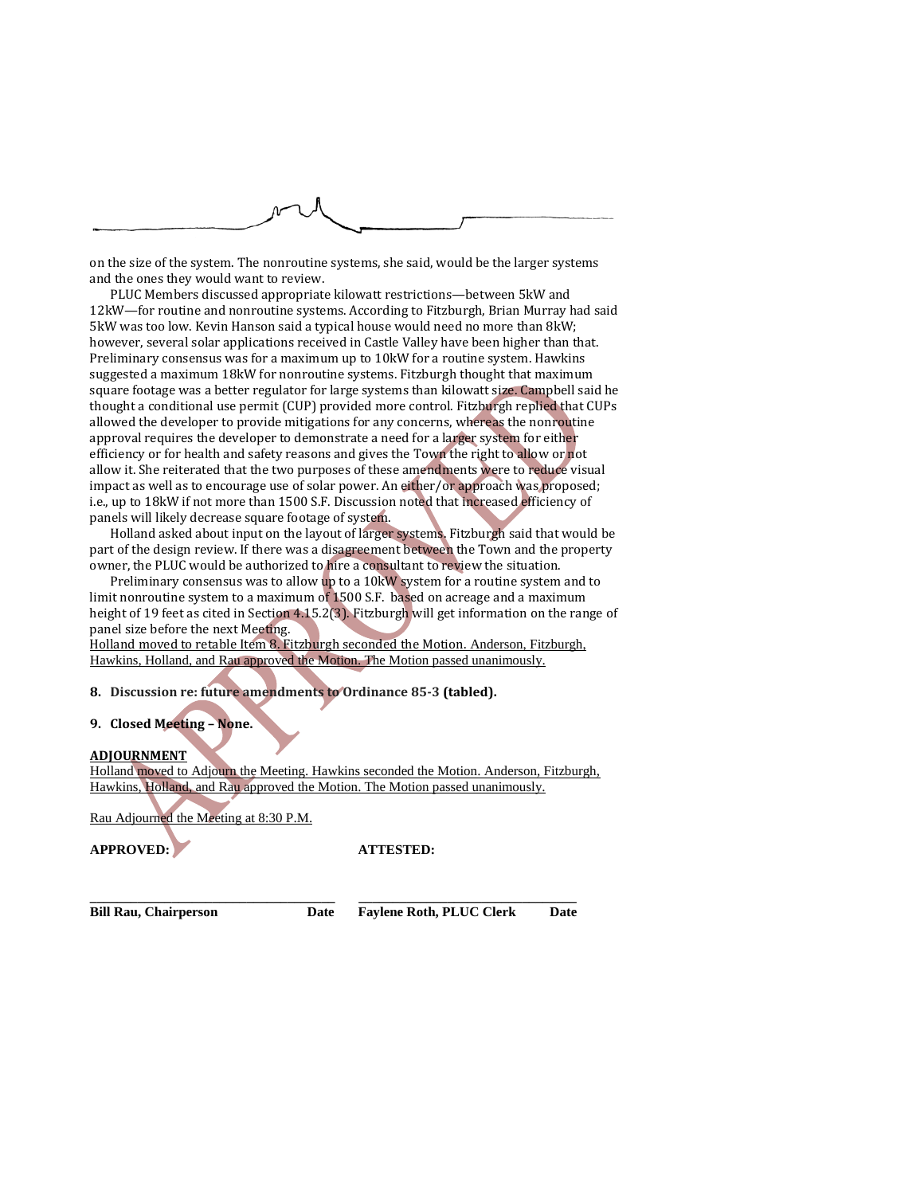on the size of the system. The nonroutine systems, she said, would be the larger systems and the ones they would want to review.

PLUC Members discussed appropriate kilowatt restrictions—between 5kW and 12kW—for routine and nonroutine systems. According to Fitzburgh, Brian Murray had said 5kW was too low. Kevin Hanson said a typical house would need no more than 8kW; however, several solar applications received in Castle Valley have been higher than that. Preliminary consensus was for a maximum up to 10kW for a routine system. Hawkins suggested a maximum 18kW for nonroutine systems. Fitzburgh thought that maximum square footage was a better regulator for large systems than kilowatt size. Campbell said he thought a conditional use permit (CUP) provided more control. Fitzburgh replied that CUPs allowed the developer to provide mitigations for any concerns, whereas the nonroutine approval requires the developer to demonstrate a need for a larger system for either efficiency or for health and safety reasons and gives the Town the right to allow or not allow it. She reiterated that the two purposes of these amendments were to reduce visual impact as well as to encourage use of solar power. An either/or approach was proposed; i.e., up to 18kW if not more than 1500 S.F. Discussion noted that increased efficiency of panels will likely decrease square footage of system.

Holland asked about input on the layout of larger systems. Fitzburgh said that would be part of the design review. If there was a disagreement between the Town and the property owner, the PLUC would be authorized to hire a consultant to review the situation.

Preliminary consensus was to allow up to a 10kW system for a routine system and to limit nonroutine system to a maximum of 1500 S.F. based on acreage and a maximum height of 19 feet as cited in Section 4.15.2(3). Fitzburgh will get information on the range of panel size before the next Meeting.

<u>Holland moved to retable Item 8. Fitzburgh seconded the Motion. Anderson, Fitzburgh, Hawkins, Holland, and Rau approved the Motion. The Motion passed unanimously.</u>

**8. Discussion re: future amendments to Ordinance 85-3 (tabled).**

**9. Closed Meeting – None.**

**ADJOURNMENT**

<u>Holland moved to Adjourn the Meeting. Hawkins seconded the Motion. Anderson, Fitzburgh, Hawkins, Holland, and Rau approved the Motion. The Motion passed unanimously.</u>

<u>Rau Adjourned the Meeting at 8:30 P.M.</u>

**APPROVED:** **ATTESTED:**

**Bill Rau, Chairperson** **Date** **Faylene Roth, PLUC Clerk** **Date**